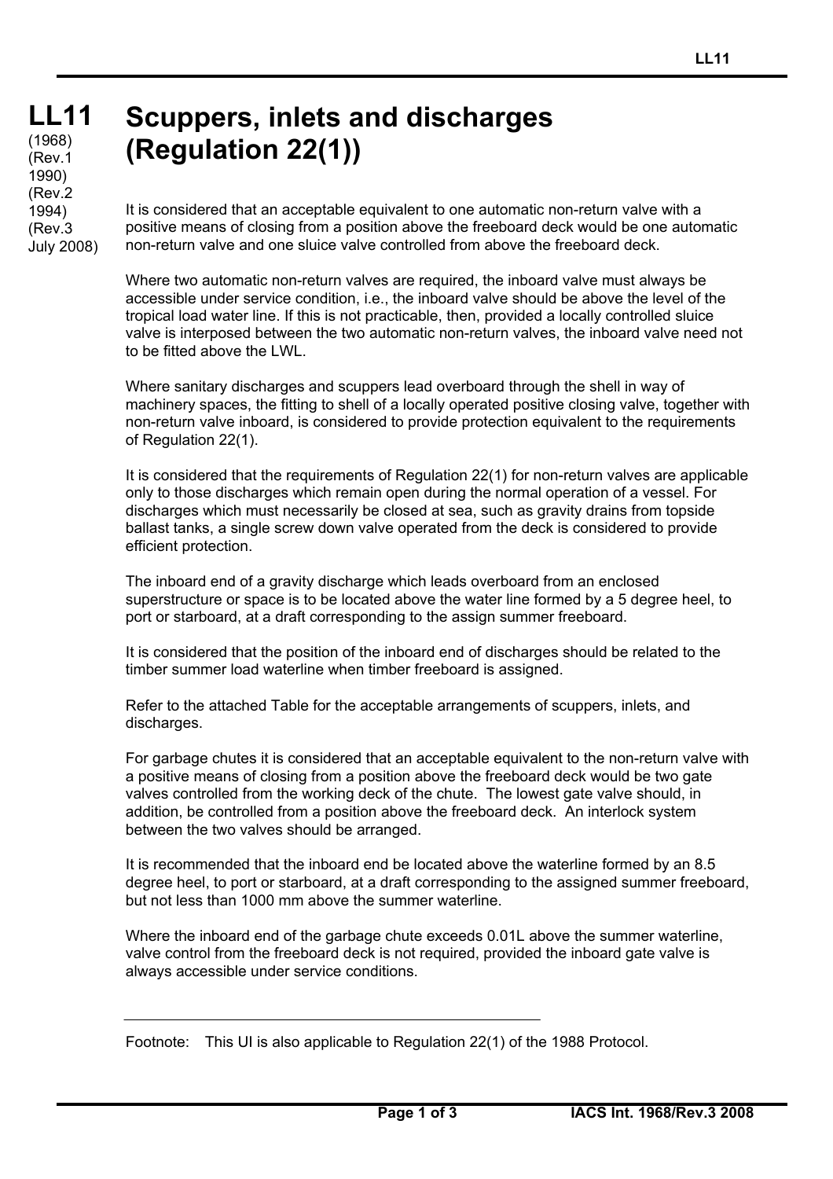# LL11 Scuppers, inlets and discharges (Regulation 22(1))

(1968)
(Rev.1 1990)
(Rev.2 1994)
(Rev.3 July 2008)

It is considered that an acceptable equivalent to one automatic non-return valve with a positive means of closing from a position above the freeboard deck would be one automatic non-return valve and one sluice valve controlled from above the freeboard deck.

Where two automatic non-return valves are required, the inboard valve must always be accessible under service condition, i.e., the inboard valve should be above the level of the tropical load water line. If this is not practicable, then, provided a locally controlled sluice valve is interposed between the two automatic non-return valves, the inboard valve need not to be fitted above the LWL.

Where sanitary discharges and scuppers lead overboard through the shell in way of machinery spaces, the fitting to shell of a locally operated positive closing valve, together with non-return valve inboard, is considered to provide protection equivalent to the requirements of Regulation 22(1).

It is considered that the requirements of Regulation 22(1) for non-return valves are applicable only to those discharges which remain open during the normal operation of a vessel. For discharges which must necessarily be closed at sea, such as gravity drains from topside ballast tanks, a single screw down valve operated from the deck is considered to provide efficient protection.

The inboard end of a gravity discharge which leads overboard from an enclosed superstructure or space is to be located above the water line formed by a 5 degree heel, to port or starboard, at a draft corresponding to the assign summer freeboard.

It is considered that the position of the inboard end of discharges should be related to the timber summer load waterline when timber freeboard is assigned.

Refer to the attached Table for the acceptable arrangements of scuppers, inlets, and discharges.

For garbage chutes it is considered that an acceptable equivalent to the non-return valve with a positive means of closing from a position above the freeboard deck would be two gate valves controlled from the working deck of the chute. The lowest gate valve should, in addition, be controlled from a position above the freeboard deck. An interlock system between the two valves should be arranged.

It is recommended that the inboard end be located above the waterline formed by an 8.5 degree heel, to port or starboard, at a draft corresponding to the assigned summer freeboard, but not less than 1000 mm above the summer waterline.

Where the inboard end of the garbage chute exceeds 0.01L above the summer waterline, valve control from the freeboard deck is not required, provided the inboard gate valve is always accessible under service conditions.

---

Footnote: This UI is also applicable to Regulation 22(1) of the 1988 Protocol.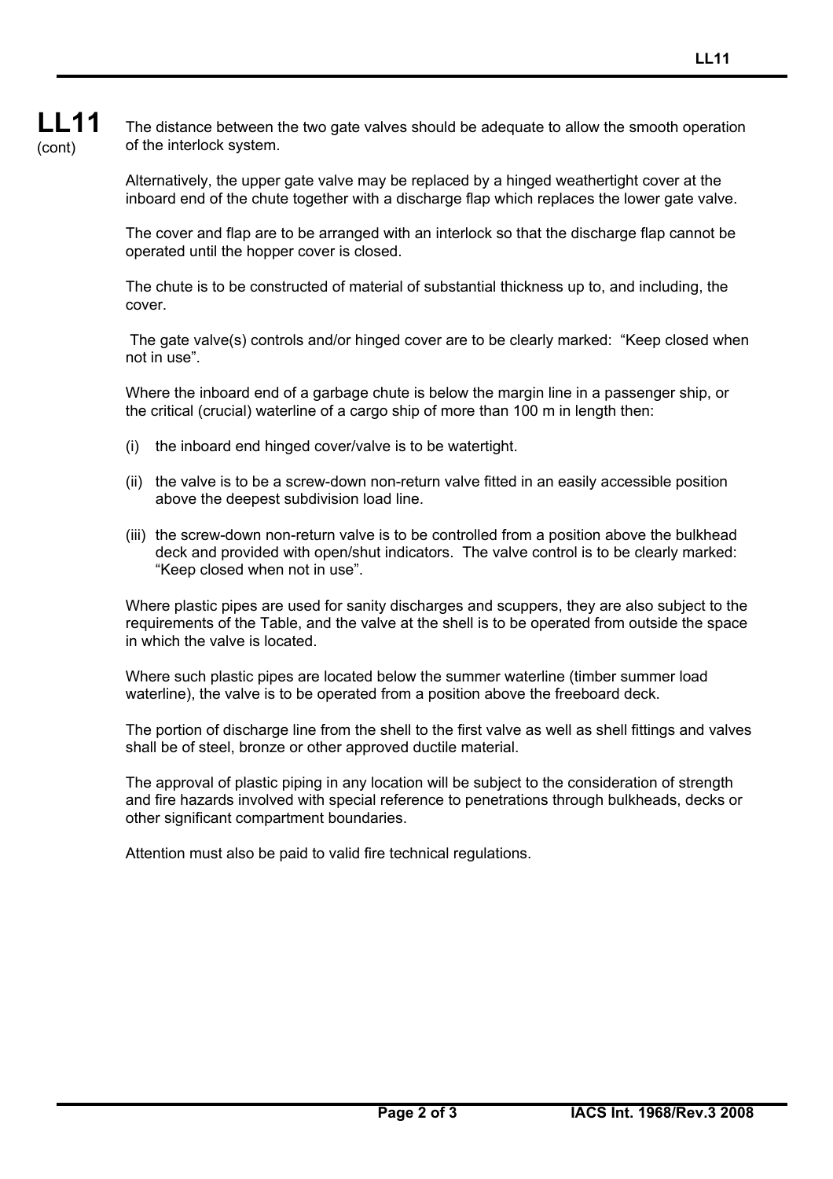The distance between the two gate valves should be adequate to allow the smooth operation of the interlock system.

Alternatively, the upper gate valve may be replaced by a hinged weathertight cover at the inboard end of the chute together with a discharge flap which replaces the lower gate valve.

The cover and flap are to be arranged with an interlock so that the discharge flap cannot be operated until the hopper cover is closed.

The chute is to be constructed of material of substantial thickness up to, and including, the cover.

The gate valve(s) controls and/or hinged cover are to be clearly marked: "Keep closed when not in use".

Where the inboard end of a garbage chute is below the margin line in a passenger ship, or the critical (crucial) waterline of a cargo ship of more than 100 m in length then:

(i) the inboard end hinged cover/valve is to be watertight.

(ii) the valve is to be a screw-down non-return valve fitted in an easily accessible position above the deepest subdivision load line.

(iii) the screw-down non-return valve is to be controlled from a position above the bulkhead deck and provided with open/shut indicators. The valve control is to be clearly marked: "Keep closed when not in use".

Where plastic pipes are used for sanity discharges and scuppers, they are also subject to the requirements of the Table, and the valve at the shell is to be operated from outside the space in which the valve is located.

Where such plastic pipes are located below the summer waterline (timber summer load waterline), the valve is to be operated from a position above the freeboard deck.

The portion of discharge line from the shell to the first valve as well as shell fittings and valves shall be of steel, bronze or other approved ductile material.

The approval of plastic piping in any location will be subject to the consideration of strength and fire hazards involved with special reference to penetrations through bulkheads, decks or other significant compartment boundaries.

Attention must also be paid to valid fire technical regulations.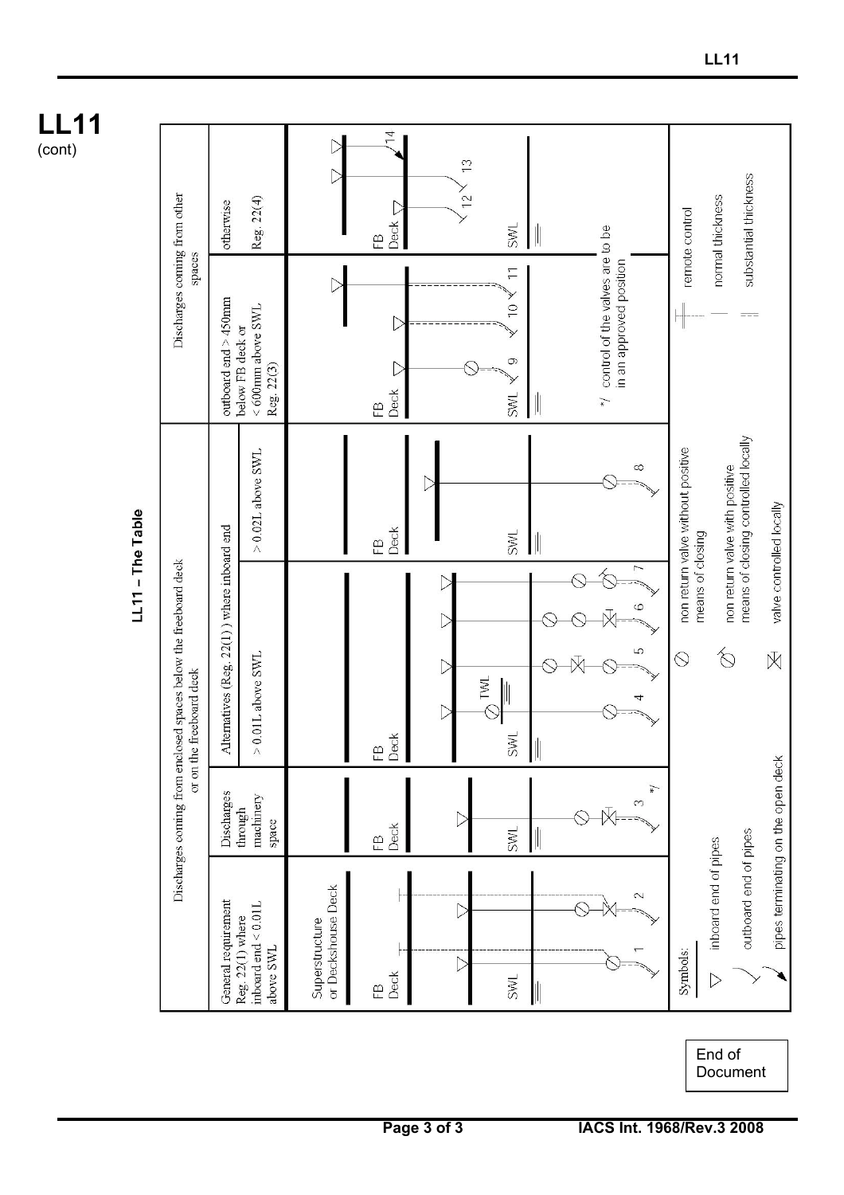# LL11 (cont)

## LL11 – The Table

Discharges coming from enclosed spaces below the freeboard deck or on the freeboard deck

General requirement Reg. 22(1) where inboard end < 0.01L above SWL

Superstructure or Deckshouse Deck

FB Deck

SWL

1

2

Discharges through machinery space

FB Deck

SWL

3

*/

Alternatives (Reg. 22(1)) where inboard end

> 0.01L above SWL

FB Deck

TWL

SWL

4

5

6

7

> 0.02L above SWL

FB Deck

SWL

8

Discharges coming from other spaces

outboard end > 450mm below FB deck or < 600mm above SWL Reg. 22(3)

FB Deck

SWL

9

10

11

otherwise Reg. 22(4)

FB Deck

SWL

12

13

14

*/ control of the valves are to be in an approved position

Symbols:

inboard end of pipes

outboard end of pipes

pipes terminating on the open deck

non return valve without positive means of closing

non return valve with positive means of closing controlled locally

valve controlled locally

remote control

normal thickness

substantial thickness

End of Document